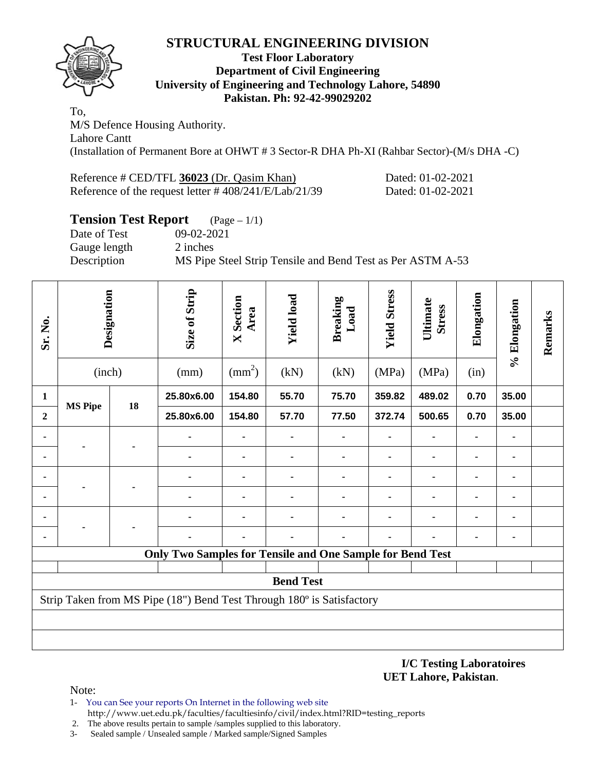# STRUCTURAL ENGINEERING DIVISION

**Test Floor Laboratory**
**Department of Civil Engineering**
**University of Engineering and Technology Lahore, 54890**
**Pakistan. Ph: 92-42-99029202**

To,
M/S Defence Housing Authority.
Lahore Cantt
(Installation of Permanent Bore at OHWT # 3 Sector-R DHA Ph-XI (Rahbar Sector)-(M/s DHA -C)

Reference # CED/TFL **36023** (Dr. Qasim Khan) Dated: 01-02-2021
Reference of the request letter # 408/241/E/Lab/21/39 Dated: 01-02-2021

## Tension Test Report (Page – 1/1)

Date of Test 09-02-2021
Gauge length 2 inches
Description MS Pipe Steel Strip Tensile and Bend Test as Per ASTM A-53

| Sr. No. | Designation | | Size of Strip | X Section Area | Yield load | Breaking Load | Yield Stress | Ultimate Stress | Elongation | % Elongation | Remarks |
|---|---|---|---|---|---|---|---|---|---|---|---|
| | (inch) | | (mm) | ($mm^2$) | (kN) | (kN) | (MPa) | (MPa) | (in) | | |
| **1** | **MS Pipe** | **18** | **25.80x6.00** | **154.80** | **55.70** | **75.70** | **359.82** | **489.02** | **0.70** | **35.00** | |
| **2** | | | **25.80x6.00** | **154.80** | **57.70** | **77.50** | **372.74** | **500.65** | **0.70** | **35.00** | |
| - | - | - | - | - | - | - | - | - | - | - | |
| - | | | - | - | - | - | - | - | - | - | |
| - | - | - | - | - | - | - | - | - | - | - | |
| - | | | - | - | - | - | - | - | - | - | |
| - | - | - | - | - | - | - | - | - | - | - | |
| - | | | - | - | - | - | - | - | - | - | |
| **Only Two Samples for Tensile and One Sample for Bend Test** | | | | | | | | | | | |
| **Bend Test** | | | | | | | | | | | |
| Strip Taken from MS Pipe (18") Bend Test Through 180º is Satisfactory | | | | | | | | | | | |

**I/C Testing Laboratoires**
**UET Lahore, Pakistan**.

Note:

1- You can See your reports On Internet in the following web site
http://www.uet.edu.pk/faculties/facultiesinfo/civil/index.html?RID=testing_reports
2. The above results pertain to sample /samples supplied to this laboratory.
3- Sealed sample / Unsealed sample / Marked sample/Signed Samples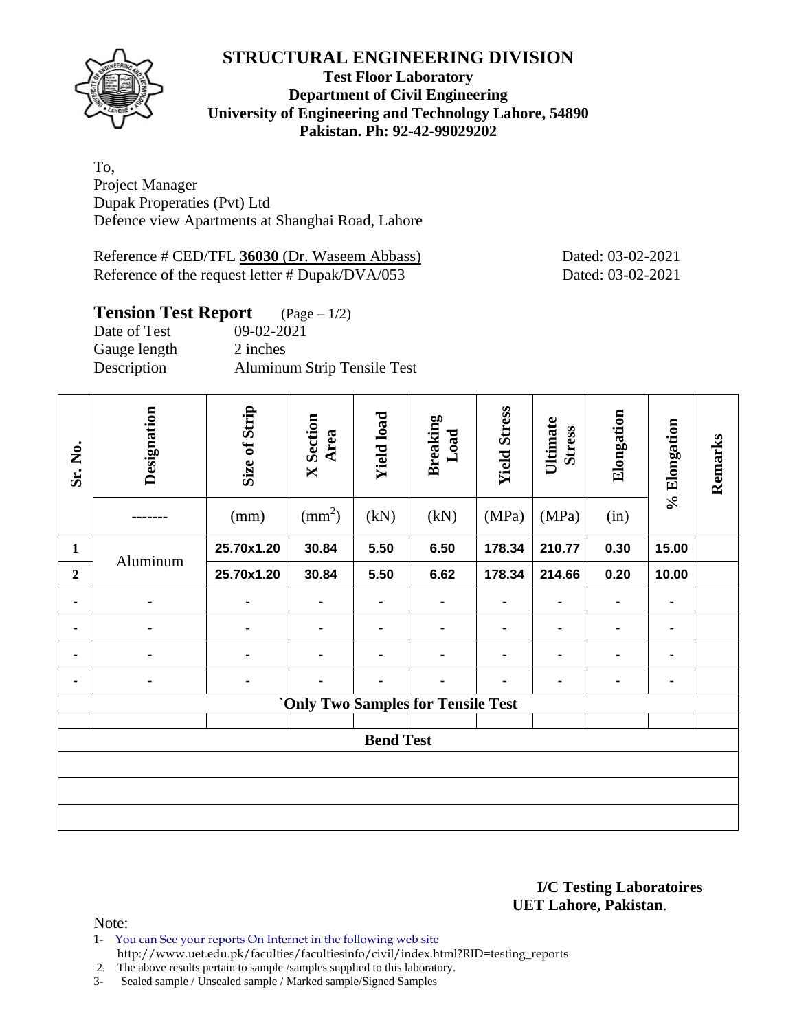# STRUCTURAL ENGINEERING DIVISION

**Test Floor Laboratory**
**Department of Civil Engineering**
**University of Engineering and Technology Lahore, 54890**
**Pakistan. Ph: 92-42-99029202**

To,
Project Manager
Dupak Properaties (Pvt) Ltd
Defence view Apartments at Shanghai Road, Lahore

Reference # CED/TFL **36030** (Dr. Waseem Abbass) Dated: 03-02-2021
Reference of the request letter # Dupak/DVA/053 Dated: 03-02-2021

## Tension Test Report (Page – 1/2)

Date of Test 09-02-2021
Gauge length 2 inches
Description Aluminum Strip Tensile Test

| Sr. No. | Designation | Size of Strip | X Section Area | Yield load | Breaking Load | Yield Stress | Ultimate Stress | Elongation | % Elongation | Remarks |
|---|---|---|---|---|---|---|---|---|---|---|
| | ------- | (mm) | ($mm^2$) | (kN) | (kN) | (MPa) | (MPa) | (in) | | |
| 1 | Aluminum | 25.70x1.20 | 30.84 | 5.50 | 6.50 | 178.34 | 210.77 | 0.30 | 15.00 | |
| 2 | | 25.70x1.20 | 30.84 | 5.50 | 6.62 | 178.34 | 214.66 | 0.20 | 10.00 | |
| - | - | - | - | - | - | - | - | - | - | |
| - | - | - | - | - | - | - | - | - | - | |
| - | - | - | - | - | - | - | - | - | - | |
| - | - | - | - | - | - | - | - | - | - | |
| `Only Two Samples for Tensile Test | | | | | | | | | | |
| | | | | | | | | | | |
| Bend Test | | | | | | | | | | |

**I/C Testing Laboratoires**
**UET Lahore, Pakistan**.

Note:
1- You can See your reports On Internet in the following web site
http://www.uet.edu.pk/faculties/facultiesinfo/civil/index.html?RID=testing_reports
2. The above results pertain to sample /samples supplied to this laboratory.
3- Sealed sample / Unsealed sample / Marked sample/Signed Samples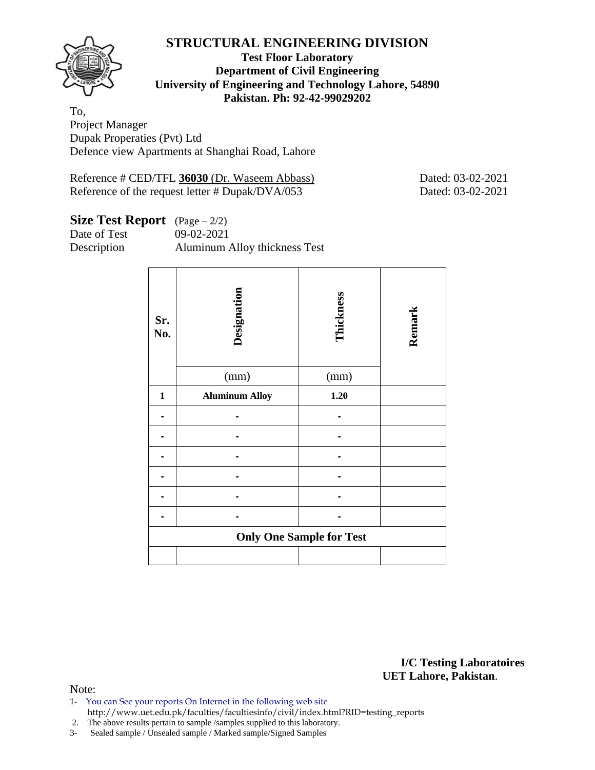# STRUCTURAL ENGINEERING DIVISION

**Test Floor Laboratory**
**Department of Civil Engineering**
**University of Engineering and Technology Lahore, 54890**
**Pakistan. Ph: 92-42-99029202**

To,
Project Manager
Dupak Properaties (Pvt) Ltd
Defence view Apartments at Shanghai Road, Lahore

Reference # CED/TFL **36030** (Dr. Waseem Abbass) Dated: 03-02-2021
Reference of the request letter # Dupak/DVA/053 Dated: 03-02-2021

**Size Test Report** (Page – 2/2)
Date of Test 09-02-2021
Description Aluminum Alloy thickness Test

| Sr. No. | Designation | Thickness | Remark |
|---|---|---|---|
| | (mm) | (mm) | |
| **1** | **Aluminum Alloy** | **1.20** | |
| - | - | - | |
| - | - | - | |
| - | - | - | |
| - | - | - | |
| - | - | - | |
| - | - | - | |
| **Only One Sample for Test** | | | |
| | | | |

**I/C Testing Laboratoires**
**UET Lahore, Pakistan**.

Note:
1- You can See your reports On Internet in the following web site
http://www.uet.edu.pk/faculties/facultiesinfo/civil/index.html?RID=testing_reports
2. The above results pertain to sample /samples supplied to this laboratory.
3- Sealed sample / Unsealed sample / Marked sample/Signed Samples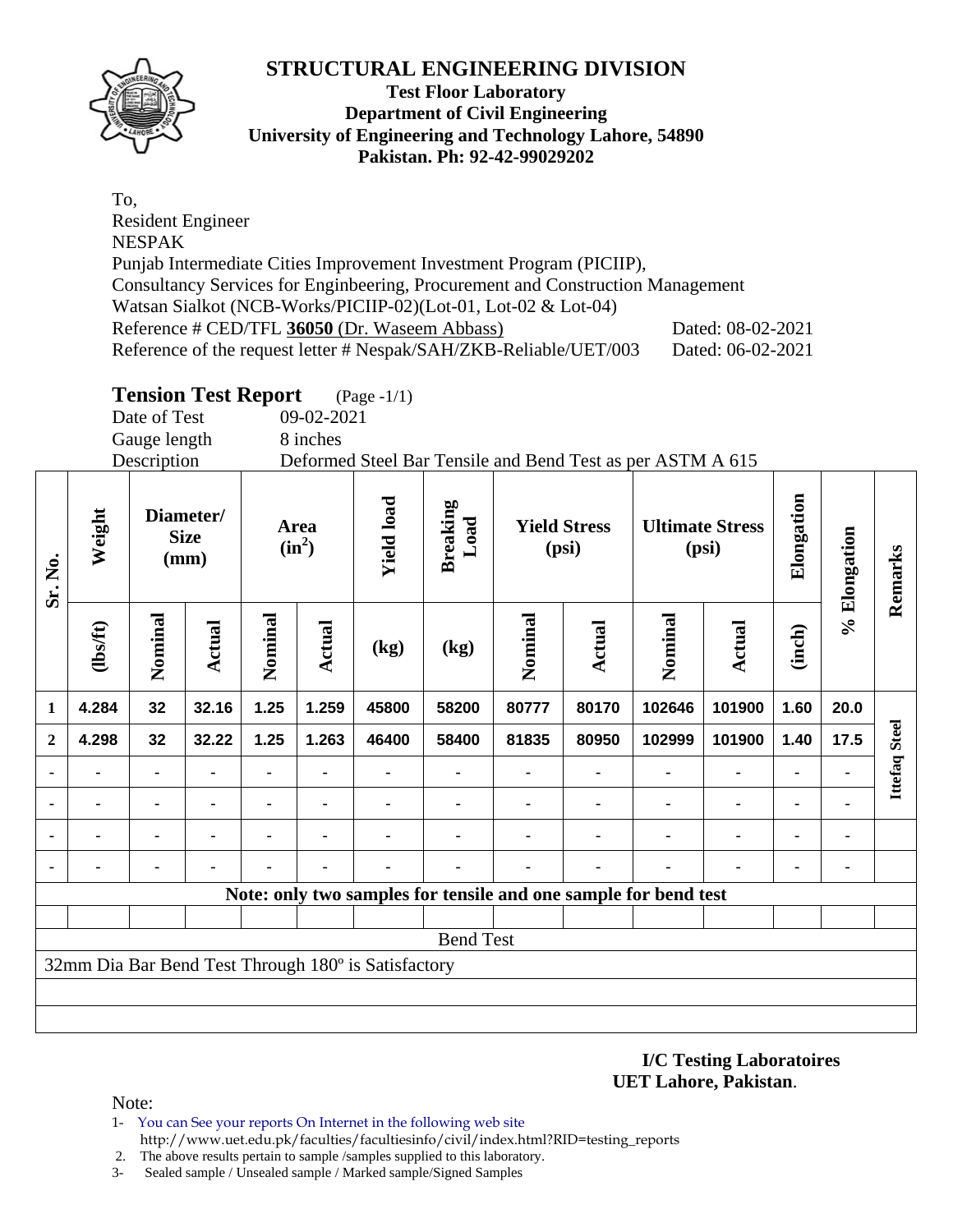# STRUCTURAL ENGINEERING DIVISION

**Test Floor Laboratory**
**Department of Civil Engineering**
**University of Engineering and Technology Lahore, 54890**
**Pakistan. Ph: 92-42-99029202**

To,
Resident Engineer
NESPAK
Punjab Intermediate Cities Improvement Investment Program (PICIIP),
Consultancy Services for Enginbeering, Procurement and Construction Management
Watsan Sialkot (NCB-Works/PICIIP-02)(Lot-01, Lot-02 & Lot-04)
Reference # CED/TFL **36050** (Dr. Waseem Abbass) Dated: 08-02-2021
Reference of the request letter # Nespak/SAH/ZKB-Reliable/UET/003 Dated: 06-02-2021

## Tension Test Report (Page -1/1)

Date of Test 09-02-2021
Gauge length 8 inches
Description Deformed Steel Bar Tensile and Bend Test as per ASTM A 615

| Sr. No. | Weight | Diameter/ Size (mm) | | Area ($in^2$) | | Yield load | Breaking Load | Yield Stress (psi) | | Ultimate Stress (psi) | | Elongation | % Elongation | Remarks |
|---|---|---|---|---|---|---|---|---|---|---|---|---|---|---|
| | (lbs/ft) | Nominal | Actual | Nominal | Actual | (kg) | (kg) | Nominal | Actual | Nominal | Actual | (inch) | | |
| 1 | 4.284 | 32 | 32.16 | 1.25 | 1.259 | 45800 | 58200 | 80777 | 80170 | 102646 | 101900 | 1.60 | 20.0 | Ittefaq Steel |
| 2 | 4.298 | 32 | 32.22 | 1.25 | 1.263 | 46400 | 58400 | 81835 | 80950 | 102999 | 101900 | 1.40 | 17.5 | |
| - | - | - | - | - | - | - | - | - | - | - | - | - | - | |
| - | - | - | - | - | - | - | - | - | - | - | - | - | - | |
| - | - | - | - | - | - | - | - | - | - | - | - | - | - | |
| - | - | - | - | - | - | - | - | - | - | - | - | - | - | |

**Note: only two samples for tensile and one sample for bend test**

Bend Test

32mm Dia Bar Bend Test Through 180º is Satisfactory

**I/C Testing Laboratoires**
**UET Lahore, Pakistan**.

Note:
1- You can See your reports On Internet in the following web site
http://www.uet.edu.pk/faculties/facultiesinfo/civil/index.html?RID=testing_reports
2. The above results pertain to sample /samples supplied to this laboratory.
3- Sealed sample / Unsealed sample / Marked sample/Signed Samples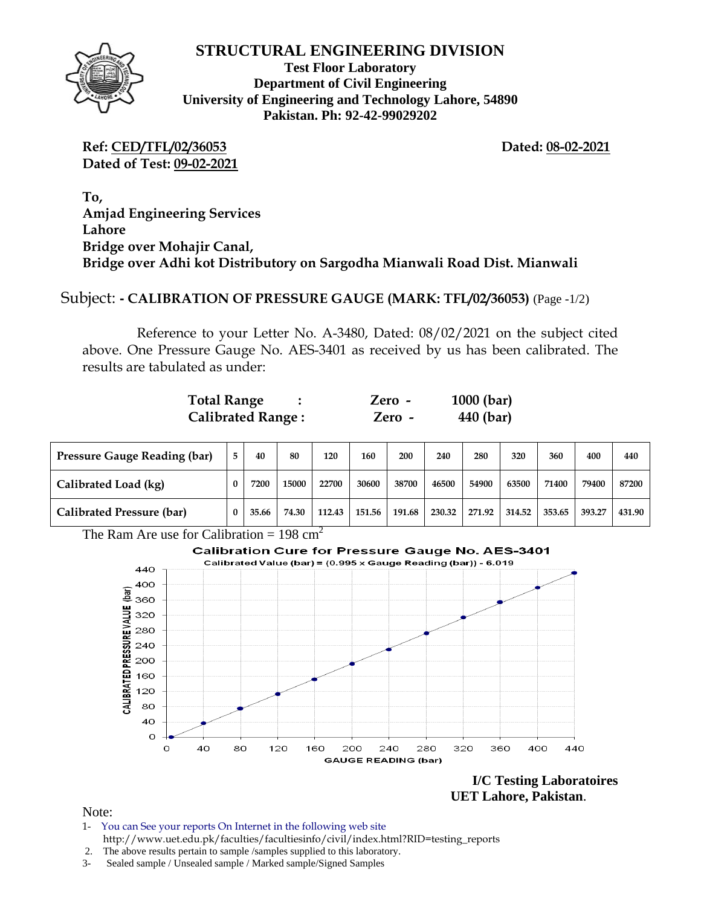# STRUCTURAL ENGINEERING DIVISION

**Test Floor Laboratory**
**Department of Civil Engineering**
**University of Engineering and Technology Lahore, 54890**
**Pakistan. Ph: 92-42-99029202**

**Ref: CED/TFL/02/36053** **Dated: 08-02-2021**
**Dated of Test: 09-02-2021**

**To,**
**Amjad Engineering Services**
**Lahore**
**Bridge over Mohajir Canal,**
**Bridge over Adhi kot Distributory on Sargodha Mianwali Road Dist. Mianwali**

Subject: **- CALIBRATION OF PRESSURE GAUGE (MARK: TFL/02/36053)** (Page -1/2)

Reference to your Letter No. A-3480, Dated: 08/02/2021 on the subject cited above. One Pressure Gauge No. AES-3401 as received by us has been calibrated. The results are tabulated as under:

**Total Range : Zero - 1000 (bar)**
**Calibrated Range : Zero - 440 (bar)**

| Pressure Gauge Reading (bar) | 5 | 40 | 80 | 120 | 160 | 200 | 240 | 280 | 320 | 360 | 400 | 440 |
|---|---|---|---|---|---|---|---|---|---|---|---|---|
| Calibrated Load (kg) | 0 | 7200 | 15000 | 22700 | 30600 | 38700 | 46500 | 54900 | 63500 | 71400 | 79400 | 87200 |
| Calibrated Pressure (bar) | 0 | 35.66 | 74.30 | 112.43 | 151.56 | 191.68 | 230.32 | 271.92 | 314.52 | 353.65 | 393.27 | 431.90 |

The Ram Are use for Calibration = 198 $cm^2$

**Calibration Cure for Pressure Gauge No. AES-3401**
Calibrated Value (bar) = (0.995 x Gauge Reading (bar)) - 6.019

**I/C Testing Laboratoires**
**UET Lahore, Pakistan**.

Note:

1- You can See your reports On Internet in the following web site
http://www.uet.edu.pk/faculties/facultiesinfo/civil/index.html?RID=testing_reports
2. The above results pertain to sample /samples supplied to this laboratory.
3- Sealed sample / Unsealed sample / Marked sample/Signed Samples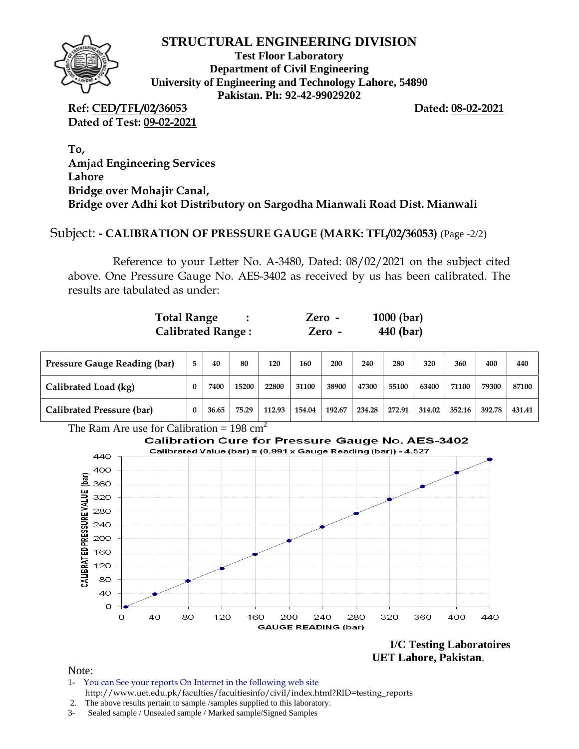# STRUCTURAL ENGINEERING DIVISION

**Test Floor Laboratory**
**Department of Civil Engineering**
**University of Engineering and Technology Lahore, 54890**
**Pakistan. Ph: 92-42-99029202**

**Ref: CED/TFL/02/36053** **Dated: 08-02-2021**
**Dated of Test: 09-02-2021**

**To,**
**Amjad Engineering Services**
**Lahore**
**Bridge over Mohajir Canal,**
**Bridge over Adhi kot Distributory on Sargodha Mianwali Road Dist. Mianwali**

Subject: **- CALIBRATION OF PRESSURE GAUGE (MARK: TFL/02/36053)** (Page -2/2)

Reference to your Letter No. A-3480, Dated: 08/02/2021 on the subject cited above. One Pressure Gauge No. AES-3402 as received by us has been calibrated. The results are tabulated as under:

| | | |
|---|---|---|
| **Total Range :** | **Zero -** | **1000 (bar)** |
| **Calibrated Range :** | **Zero -** | **440 (bar)** |

| **Pressure Gauge Reading (bar)** | 5 | 40 | 80 | 120 | 160 | 200 | 240 | 280 | 320 | 360 | 400 | 440 |
|---|---|---|---|---|---|---|---|---|---|---|---|---|
| **Calibrated Load (kg)** | 0 | 7400 | 15200 | 22800 | 31100 | 38900 | 47300 | 55100 | 63400 | 71100 | 79300 | 87100 |
| **Calibrated Pressure (bar)** | 0 | 36.65 | 75.29 | 112.93 | 154.04 | 192.67 | 234.28 | 272.91 | 314.02 | 352.16 | 392.78 | 431.41 |

The Ram Are use for Calibration = 198 $cm^2$

**Calibration Cure for Pressure Gauge No. AES-3402**

Calibrated Value (bar) = (0.991 x Gauge Reading (bar)) - 4.527

**I/C Testing Laboratoires**
**UET Lahore, Pakistan**.

Note:

1- You can See your reports On Internet in the following web site
http://www.uet.edu.pk/faculties/facultiesinfo/civil/index.html?RID=testing_reports
2. The above results pertain to sample /samples supplied to this laboratory.
3- Sealed sample / Unsealed sample / Marked sample/Signed Samples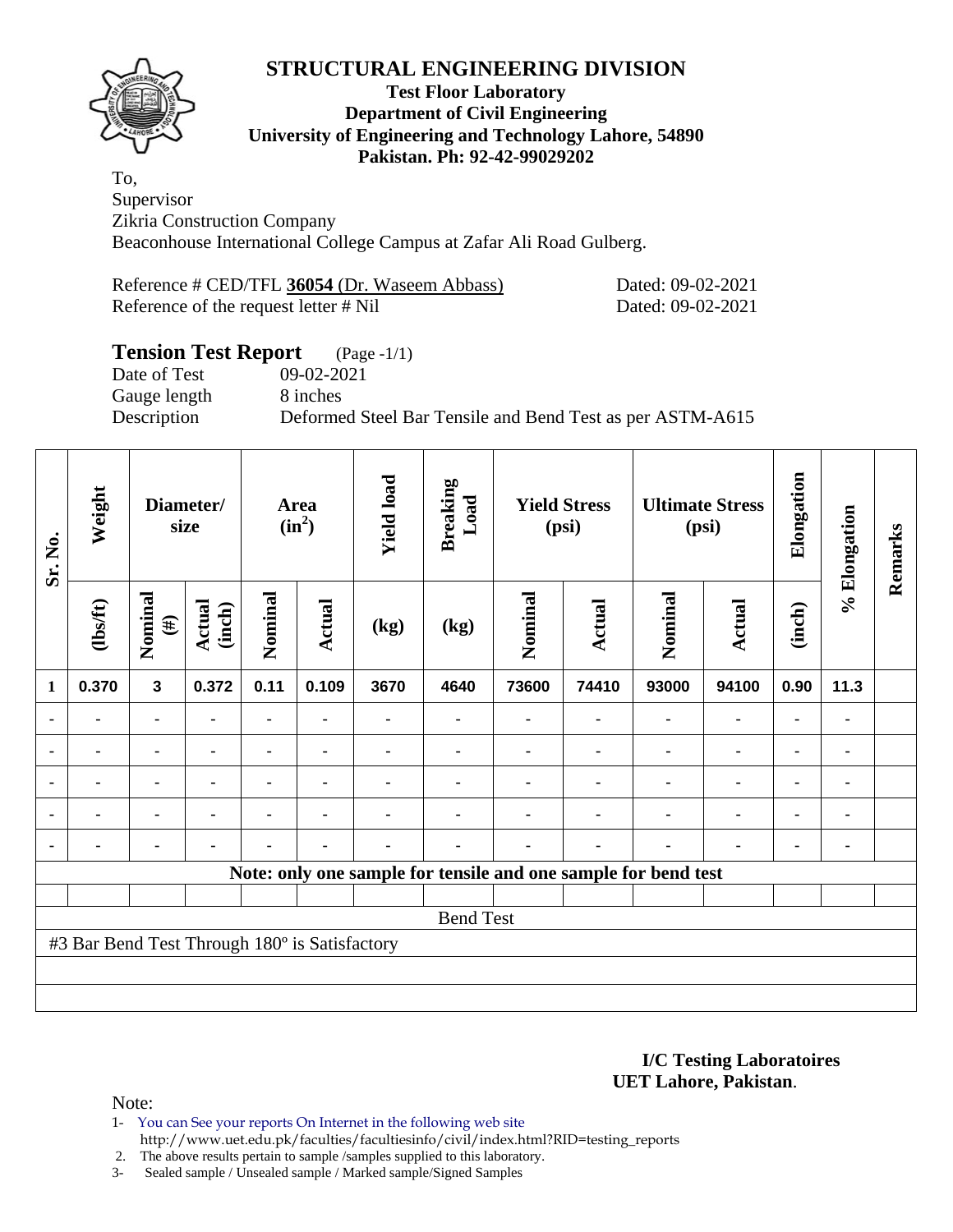# STRUCTURAL ENGINEERING DIVISION

**Test Floor Laboratory**
**Department of Civil Engineering**
**University of Engineering and Technology Lahore, 54890**
**Pakistan. Ph: 92-42-99029202**

To,
Supervisor
Zikria Construction Company
Beaconhouse International College Campus at Zafar Ali Road Gulberg.

Reference # CED/TFL **36054** (Dr. Waseem Abbass) Dated: 09-02-2021
Reference of the request letter # Nil Dated: 09-02-2021

## Tension Test Report (Page -1/1)

Date of Test 09-02-2021
Gauge length 8 inches
Description Deformed Steel Bar Tensile and Bend Test as per ASTM-A615

| Sr. No. | Weight | Diameter/ size | | Area ($in^2$) | | Yield load | Breaking Load | Yield Stress (psi) | | Ultimate Stress (psi) | | Elongation | % Elongation | Remarks |
|---|---|---|---|---|---|---|---|---|---|---|---|---|---|---|
| | (lbs/ft) | Nominal (#) | Actual (inch) | Nominal | Actual | (kg) | (kg) | Nominal | Actual | Nominal | Actual | (inch) | | |
| 1 | 0.370 | 3 | 0.372 | 0.11 | 0.109 | 3670 | 4640 | 73600 | 74410 | 93000 | 94100 | 0.90 | 11.3 | |
| - | - | - | - | - | - | - | - | - | - | - | - | - | - | |
| - | - | - | - | - | - | - | - | - | - | - | - | - | - | |
| - | - | - | - | - | - | - | - | - | - | - | - | - | - | |
| - | - | - | - | - | - | - | - | - | - | - | - | - | - | |
| - | - | - | - | - | - | - | - | - | - | - | - | - | - | |

**Note: only one sample for tensile and one sample for bend test**

Bend Test

#3 Bar Bend Test Through 180º is Satisfactory

**I/C Testing Laboratoires**
**UET Lahore, Pakistan**.

Note:

1- You can See your reports On Internet in the following web site
http://www.uet.edu.pk/faculties/facultiesinfo/civil/index.html?RID=testing_reports
2. The above results pertain to sample /samples supplied to this laboratory.
3- Sealed sample / Unsealed sample / Marked sample/Signed Samples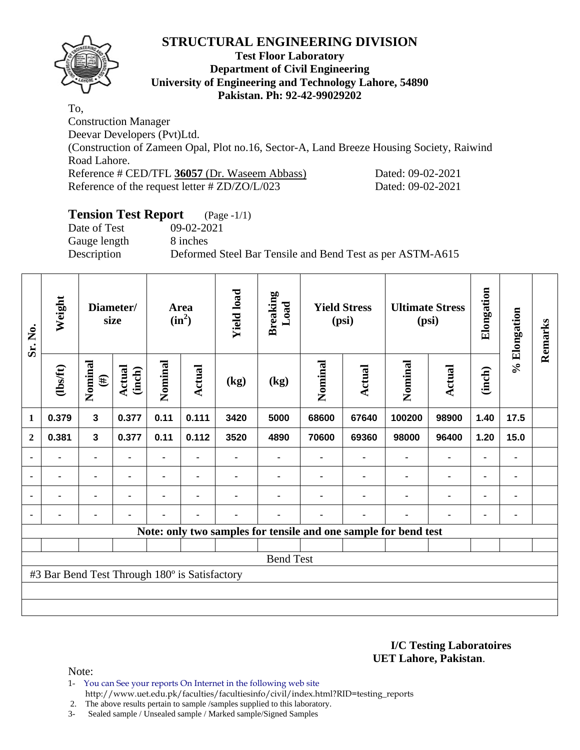# STRUCTURAL ENGINEERING DIVISION

**Test Floor Laboratory**
**Department of Civil Engineering**
**University of Engineering and Technology Lahore, 54890**
**Pakistan. Ph: 92-42-99029202**

To,
Construction Manager
Deevar Developers (Pvt)Ltd.
(Construction of Zameen Opal, Plot no.16, Sector-A, Land Breeze Housing Society, Raiwind Road Lahore.
Reference # CED/TFL **36057** (Dr. Waseem Abbass) Dated: 09-02-2021
Reference of the request letter # ZD/ZO/L/023 Dated: 09-02-2021

## Tension Test Report (Page -1/1)

Date of Test 09-02-2021
Gauge length 8 inches
Description Deformed Steel Bar Tensile and Bend Test as per ASTM-A615

| Sr. No. | Weight | Diameter/ size | | Area ($in^2$) | | Yield load | Breaking Load | Yield Stress (psi) | | Ultimate Stress (psi) | | Elongation | % Elongation | Remarks |
|---|---|---|---|---|---|---|---|---|---|---|---|---|---|---|
| | (lbs/ft) | Nominal (#) | Actual (inch) | Nominal | Actual | (kg) | (kg) | Nominal | Actual | Nominal | Actual | (inch) | | |
| 1 | 0.379 | 3 | 0.377 | 0.11 | 0.111 | 3420 | 5000 | 68600 | 67640 | 100200 | 98900 | 1.40 | 17.5 | |
| 2 | 0.381 | 3 | 0.377 | 0.11 | 0.112 | 3520 | 4890 | 70600 | 69360 | 98000 | 96400 | 1.20 | 15.0 | |
| - | - | - | - | - | - | - | - | - | - | - | - | - | - | |
| - | - | - | - | - | - | - | - | - | - | - | - | - | - | |
| - | - | - | - | - | - | - | - | - | - | - | - | - | - | |
| - | - | - | - | - | - | - | - | - | - | - | - | - | - | |
| Note: only two samples for tensile and one sample for bend test | | | | | | | | | | | | | | |
| Bend Test | | | | | | | | | | | | | | |
| #3 Bar Bend Test Through 180º is Satisfactory | | | | | | | | | | | | | | |

**I/C Testing Laboratoires**
**UET Lahore, Pakistan**.

Note:
1- You can See your reports On Internet in the following web site
http://www.uet.edu.pk/faculties/facultiesinfo/civil/index.html?RID=testing_reports
2. The above results pertain to sample /samples supplied to this laboratory.
3- Sealed sample / Unsealed sample / Marked sample/Signed Samples